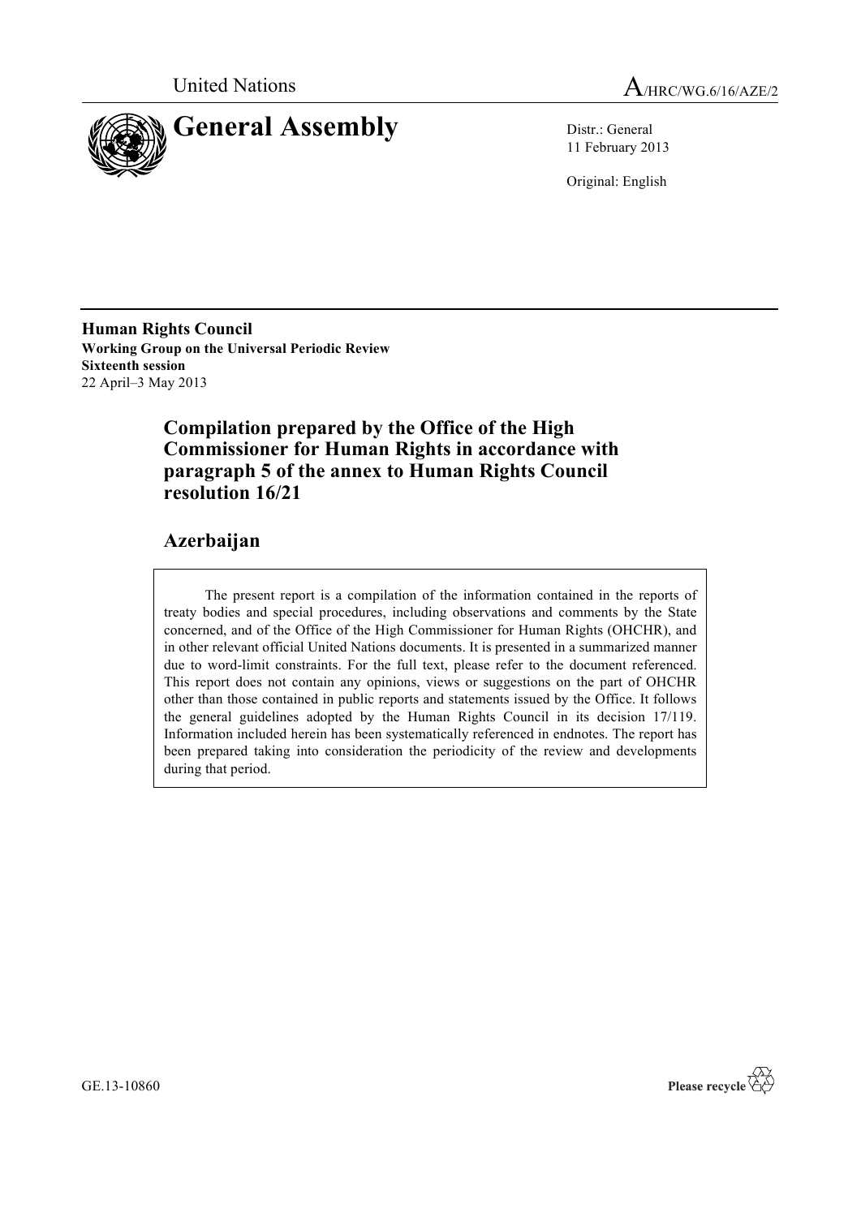United Nations

A/HRC/WG.6/16/AZE/2

# General Assembly

Distr.: General
11 February 2013

Original: English

**Human Rights Council**
**Working Group on the Universal Periodic Review**
**Sixteenth session**
22 April–3 May 2013

## Compilation prepared by the Office of the High Commissioner for Human Rights in accordance with paragraph 5 of the annex to Human Rights Council resolution 16/21

## Azerbaijan

The present report is a compilation of the information contained in the reports of treaty bodies and special procedures, including observations and comments by the State concerned, and of the Office of the High Commissioner for Human Rights (OHCHR), and in other relevant official United Nations documents. It is presented in a summarized manner due to word-limit constraints. For the full text, please refer to the document referenced. This report does not contain any opinions, views or suggestions on the part of OHCHR other than those contained in public reports and statements issued by the Office. It follows the general guidelines adopted by the Human Rights Council in its decision 17/119. Information included herein has been systematically referenced in endnotes. The report has been prepared taking into consideration the periodicity of the review and developments during that period.

GE.13-10860

Please recycle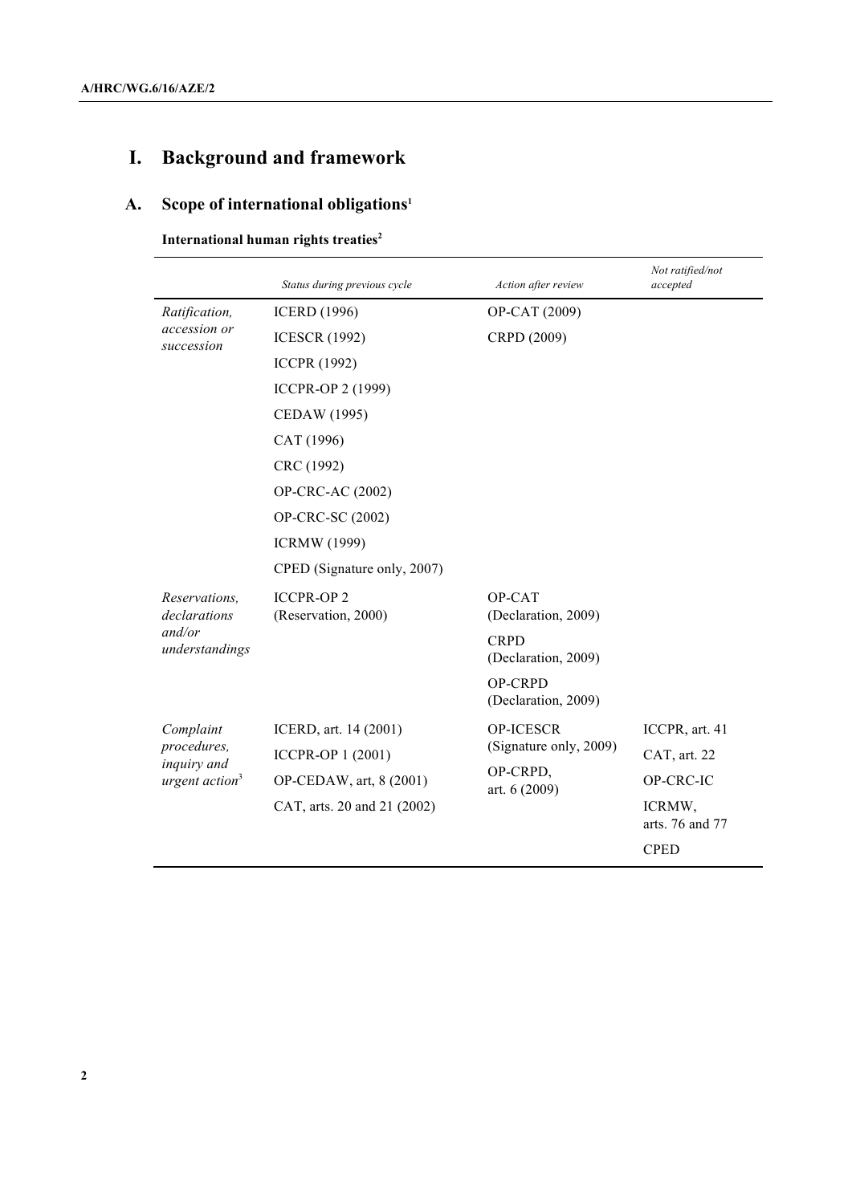# I. Background and framework

## A. Scope of international obligations[1]

### International human rights treaties[2]

| | *Status during previous cycle* | *Action after review* | *Not ratified/not accepted* |
|---|---|---|---|
| *Ratification, accession or succession* | ICERD (1996) | OP-CAT (2009) | |
| | ICESCR (1992) | CRPD (2009) | |
| | ICCPR (1992) | | |
| | ICCPR-OP 2 (1999) | | |
| | CEDAW (1995) | | |
| | CAT (1996) | | |
| | CRC (1992) | | |
| | OP-CRC-AC (2002) | | |
| | OP-CRC-SC (2002) | | |
| | ICRMW (1999) | | |
| | CPED (Signature only, 2007) | | |
| *Reservations, declarations and/or understandings* | ICCPR-OP 2 (Reservation, 2000) | OP-CAT (Declaration, 2009) | |
| | | CRPD (Declaration, 2009) | |
| | | OP-CRPD (Declaration, 2009) | |
| *Complaint procedures, inquiry and urgent action*[3] | ICERD, art. 14 (2001) | OP-ICESCR (Signature only, 2009) | ICCPR, art. 41 |
| | ICCPR-OP 1 (2001) | OP-CRPD, art. 6 (2009) | CAT, art. 22 |
| | OP-CEDAW, art, 8 (2001) | | OP-CRC-IC |
| | CAT, arts. 20 and 21 (2002) | | ICRMW, arts. 76 and 77 |
| | | | CPED |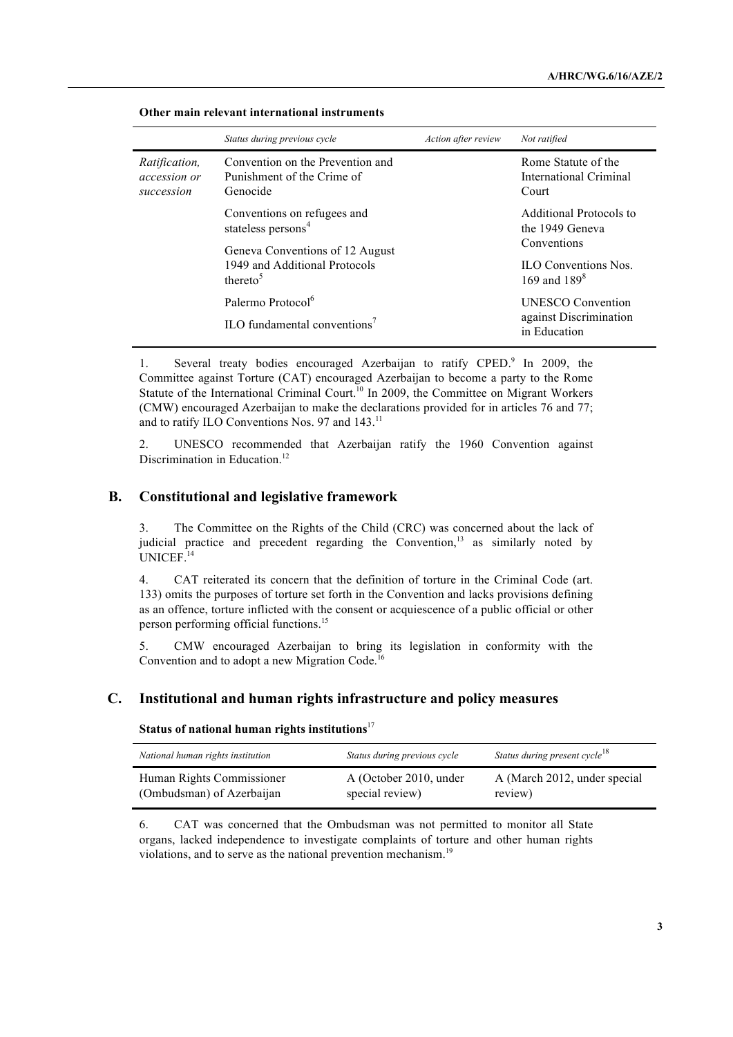**Other main relevant international instruments**

| | *Status during previous cycle* | *Action after review* | *Not ratified* |
|---|---|---|---|
| *Ratification, accession or succession* | Convention on the Prevention and Punishment of the Crime of Genocide<br><br>Conventions on refugees and stateless persons[4]<br><br>Geneva Conventions of 12 August 1949 and Additional Protocols thereto[5]<br><br>Palermo Protocol[6]<br><br>ILO fundamental conventions[7] | | Rome Statute of the International Criminal Court<br><br>Additional Protocols to the 1949 Geneva Conventions<br><br>ILO Conventions Nos. 169 and 189[8]<br><br>UNESCO Convention against Discrimination in Education |

1. Several treaty bodies encouraged Azerbaijan to ratify CPED.[9] In 2009, the Committee against Torture (CAT) encouraged Azerbaijan to become a party to the Rome Statute of the International Criminal Court.[10] In 2009, the Committee on Migrant Workers (CMW) encouraged Azerbaijan to make the declarations provided for in articles 76 and 77; and to ratify ILO Conventions Nos. 97 and 143.[11]

2. UNESCO recommended that Azerbaijan ratify the 1960 Convention against Discrimination in Education.[12]

## B. Constitutional and legislative framework

3. The Committee on the Rights of the Child (CRC) was concerned about the lack of judicial practice and precedent regarding the Convention,[13] as similarly noted by UNICEF.[14]

4. CAT reiterated its concern that the definition of torture in the Criminal Code (art. 133) omits the purposes of torture set forth in the Convention and lacks provisions defining as an offence, torture inflicted with the consent or acquiescence of a public official or other person performing official functions.[15]

5. CMW encouraged Azerbaijan to bring its legislation in conformity with the Convention and to adopt a new Migration Code.[16]

## C. Institutional and human rights infrastructure and policy measures

**Status of national human rights institutions**[17]

| *National human rights institution* | *Status during previous cycle* | *Status during present cycle*[18] |
|---|---|---|
| Human Rights Commissioner (Ombudsman) of Azerbaijan | A (October 2010, under special review) | A (March 2012, under special review) |

6. CAT was concerned that the Ombudsman was not permitted to monitor all State organs, lacked independence to investigate complaints of torture and other human rights violations, and to serve as the national prevention mechanism.[19]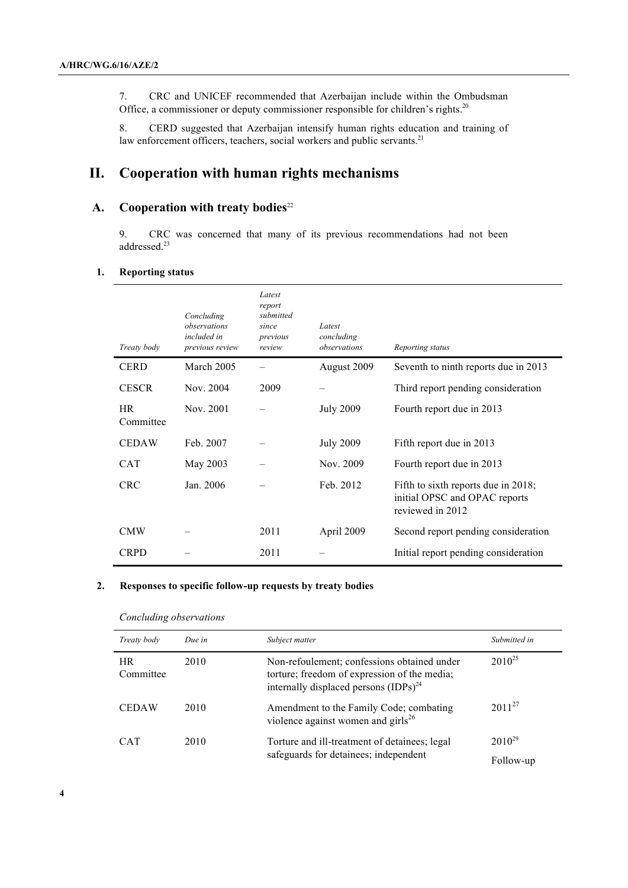7. CRC and UNICEF recommended that Azerbaijan include within the Ombudsman Office, a commissioner or deputy commissioner responsible for children's rights.[20]

8. CERD suggested that Azerbaijan intensify human rights education and training of law enforcement officers, teachers, social workers and public servants.[21]

# II. Cooperation with human rights mechanisms

## A. Cooperation with treaty bodies[22]

9. CRC was concerned that many of its previous recommendations had not been addressed.[23]

### 1. Reporting status

| *Treaty body* | *Concluding observations included in previous review* | *Latest report submitted since previous review* | *Latest concluding observations* | *Reporting status* |
|---|---|---|---|---|
| CERD | March 2005 | – | August 2009 | Seventh to ninth reports due in 2013 |
| CESCR | Nov. 2004 | 2009 | – | Third report pending consideration |
| HR Committee | Nov. 2001 | – | July 2009 | Fourth report due in 2013 |
| CEDAW | Feb. 2007 | – | July 2009 | Fifth report due in 2013 |
| CAT | May 2003 | – | Nov. 2009 | Fourth report due in 2013 |
| CRC | Jan. 2006 | – | Feb. 2012 | Fifth to sixth reports due in 2018; initial OPSC and OPAC reports reviewed in 2012 |
| CMW | – | 2011 | April 2009 | Second report pending consideration |
| CRPD | – | 2011 | – | Initial report pending consideration |

### 2. Responses to specific follow-up requests by treaty bodies

*Concluding observations*

| *Treaty body* | *Due in* | *Subject matter* | *Submitted in* |
|---|---|---|---|
| HR Committee | 2010 | Non-refoulement; confessions obtained under torture; freedom of expression of the media; internally displaced persons (IDPs)[24] | 2010[25] |
| CEDAW | 2010 | Amendment to the Family Code; combating violence against women and girls[26] | 2011[27] |
| CAT | 2010 | Torture and ill-treatment of detainees; legal safeguards for detainees; independent | 2010[29] Follow-up |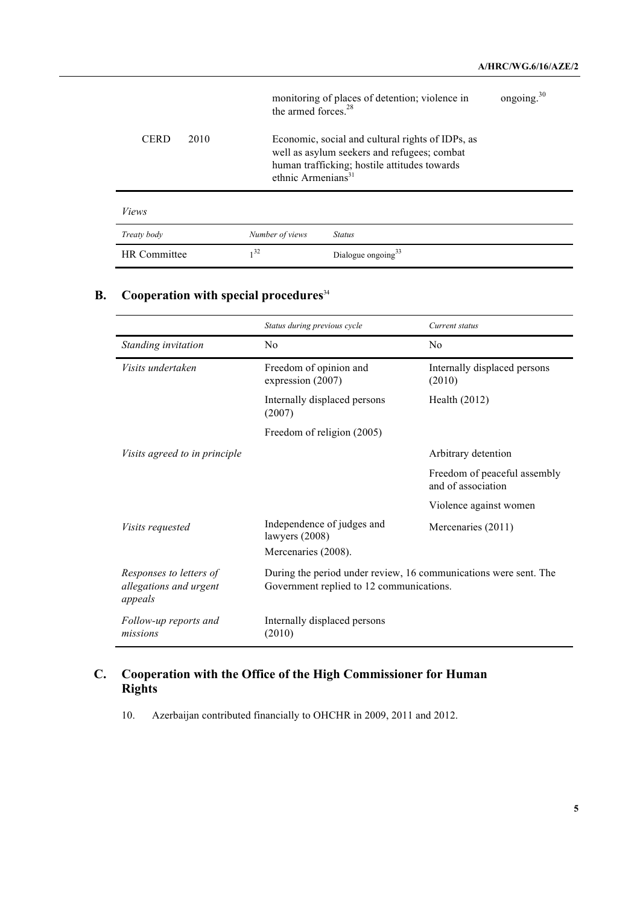| | | | |
|---|---|---|---|
| | | monitoring of places of detention; violence in the armed forces.[28] | ongoing.[30] |
| CERD | 2010 | Economic, social and cultural rights of IDPs, as well as asylum seekers and refugees; combat human trafficking; hostile attitudes towards ethnic Armenians[31] | |

*Views*

| *Treaty body* | *Number of views* | *Status* |
|---|---|---|
| HR Committee | 1[32] | Dialogue ongoing[33] |

## B. Cooperation with special procedures[34]

| | *Status during previous cycle* | *Current status* |
|---|---|---|
| *Standing invitation* | No | No |
| *Visits undertaken* | Freedom of opinion and expression (2007) | Internally displaced persons (2010) |
| | Internally displaced persons (2007) | Health (2012) |
| | Freedom of religion (2005) | |
| *Visits agreed to in principle* | | Arbitrary detention |
| | | Freedom of peaceful assembly and of association |
| | | Violence against women |
| *Visits requested* | Independence of judges and lawyers (2008) | Mercenaries (2011) |
| | Mercenaries (2008). | |
| *Responses to letters of allegations and urgent appeals* | During the period under review, 16 communications were sent. The Government replied to 12 communications. | |
| *Follow-up reports and missions* | Internally displaced persons (2010) | |

## C. Cooperation with the Office of the High Commissioner for Human Rights

10. Azerbaijan contributed financially to OHCHR in 2009, 2011 and 2012.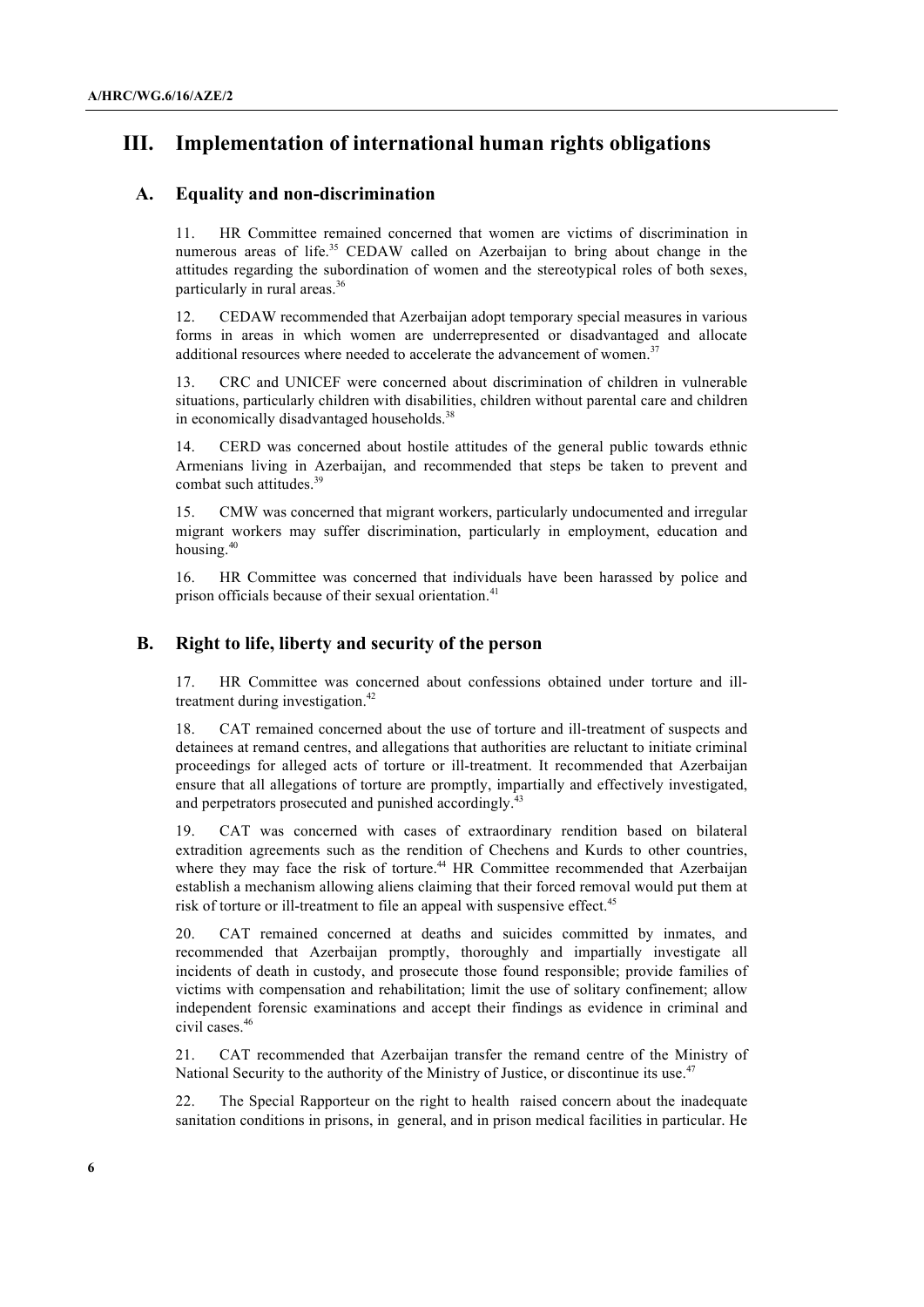# III. Implementation of international human rights obligations

## A. Equality and non-discrimination

11. HR Committee remained concerned that women are victims of discrimination in numerous areas of life.[35] CEDAW called on Azerbaijan to bring about change in the attitudes regarding the subordination of women and the stereotypical roles of both sexes, particularly in rural areas.[36]

12. CEDAW recommended that Azerbaijan adopt temporary special measures in various forms in areas in which women are underrepresented or disadvantaged and allocate additional resources where needed to accelerate the advancement of women.[37]

13. CRC and UNICEF were concerned about discrimination of children in vulnerable situations, particularly children with disabilities, children without parental care and children in economically disadvantaged households.[38]

14. CERD was concerned about hostile attitudes of the general public towards ethnic Armenians living in Azerbaijan, and recommended that steps be taken to prevent and combat such attitudes.[39]

15. CMW was concerned that migrant workers, particularly undocumented and irregular migrant workers may suffer discrimination, particularly in employment, education and housing.[40]

16. HR Committee was concerned that individuals have been harassed by police and prison officials because of their sexual orientation.[41]

## B. Right to life, liberty and security of the person

17. HR Committee was concerned about confessions obtained under torture and ill-treatment during investigation.[42]

18. CAT remained concerned about the use of torture and ill-treatment of suspects and detainees at remand centres, and allegations that authorities are reluctant to initiate criminal proceedings for alleged acts of torture or ill-treatment. It recommended that Azerbaijan ensure that all allegations of torture are promptly, impartially and effectively investigated, and perpetrators prosecuted and punished accordingly.[43]

19. CAT was concerned with cases of extraordinary rendition based on bilateral extradition agreements such as the rendition of Chechens and Kurds to other countries, where they may face the risk of torture.[44] HR Committee recommended that Azerbaijan establish a mechanism allowing aliens claiming that their forced removal would put them at risk of torture or ill-treatment to file an appeal with suspensive effect.[45]

20. CAT remained concerned at deaths and suicides committed by inmates, and recommended that Azerbaijan promptly, thoroughly and impartially investigate all incidents of death in custody, and prosecute those found responsible; provide families of victims with compensation and rehabilitation; limit the use of solitary confinement; allow independent forensic examinations and accept their findings as evidence in criminal and civil cases.[46]

21. CAT recommended that Azerbaijan transfer the remand centre of the Ministry of National Security to the authority of the Ministry of Justice, or discontinue its use.[47]

22. The Special Rapporteur on the right to health raised concern about the inadequate sanitation conditions in prisons, in general, and in prison medical facilities in particular. He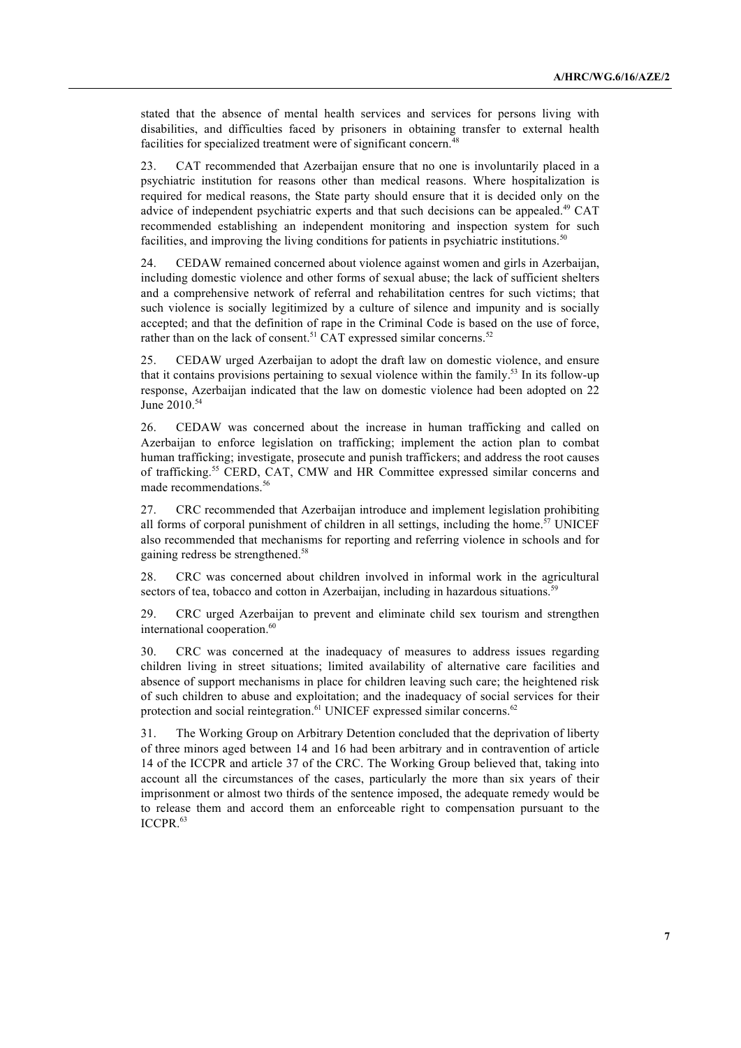stated that the absence of mental health services and services for persons living with disabilities, and difficulties faced by prisoners in obtaining transfer to external health facilities for specialized treatment were of significant concern.[48]

23. CAT recommended that Azerbaijan ensure that no one is involuntarily placed in a psychiatric institution for reasons other than medical reasons. Where hospitalization is required for medical reasons, the State party should ensure that it is decided only on the advice of independent psychiatric experts and that such decisions can be appealed.[49] CAT recommended establishing an independent monitoring and inspection system for such facilities, and improving the living conditions for patients in psychiatric institutions.[50]

24. CEDAW remained concerned about violence against women and girls in Azerbaijan, including domestic violence and other forms of sexual abuse; the lack of sufficient shelters and a comprehensive network of referral and rehabilitation centres for such victims; that such violence is socially legitimized by a culture of silence and impunity and is socially accepted; and that the definition of rape in the Criminal Code is based on the use of force, rather than on the lack of consent.[51] CAT expressed similar concerns.[52]

25. CEDAW urged Azerbaijan to adopt the draft law on domestic violence, and ensure that it contains provisions pertaining to sexual violence within the family.[53] In its follow-up response, Azerbaijan indicated that the law on domestic violence had been adopted on 22 June 2010.[54]

26. CEDAW was concerned about the increase in human trafficking and called on Azerbaijan to enforce legislation on trafficking; implement the action plan to combat human trafficking; investigate, prosecute and punish traffickers; and address the root causes of trafficking.[55] CERD, CAT, CMW and HR Committee expressed similar concerns and made recommendations.[56]

27. CRC recommended that Azerbaijan introduce and implement legislation prohibiting all forms of corporal punishment of children in all settings, including the home.[57] UNICEF also recommended that mechanisms for reporting and referring violence in schools and for gaining redress be strengthened.[58]

28. CRC was concerned about children involved in informal work in the agricultural sectors of tea, tobacco and cotton in Azerbaijan, including in hazardous situations.[59]

29. CRC urged Azerbaijan to prevent and eliminate child sex tourism and strengthen international cooperation.[60]

30. CRC was concerned at the inadequacy of measures to address issues regarding children living in street situations; limited availability of alternative care facilities and absence of support mechanisms in place for children leaving such care; the heightened risk of such children to abuse and exploitation; and the inadequacy of social services for their protection and social reintegration.[61] UNICEF expressed similar concerns.[62]

31. The Working Group on Arbitrary Detention concluded that the deprivation of liberty of three minors aged between 14 and 16 had been arbitrary and in contravention of article 14 of the ICCPR and article 37 of the CRC. The Working Group believed that, taking into account all the circumstances of the cases, particularly the more than six years of their imprisonment or almost two thirds of the sentence imposed, the adequate remedy would be to release them and accord them an enforceable right to compensation pursuant to the ICCPR.[63]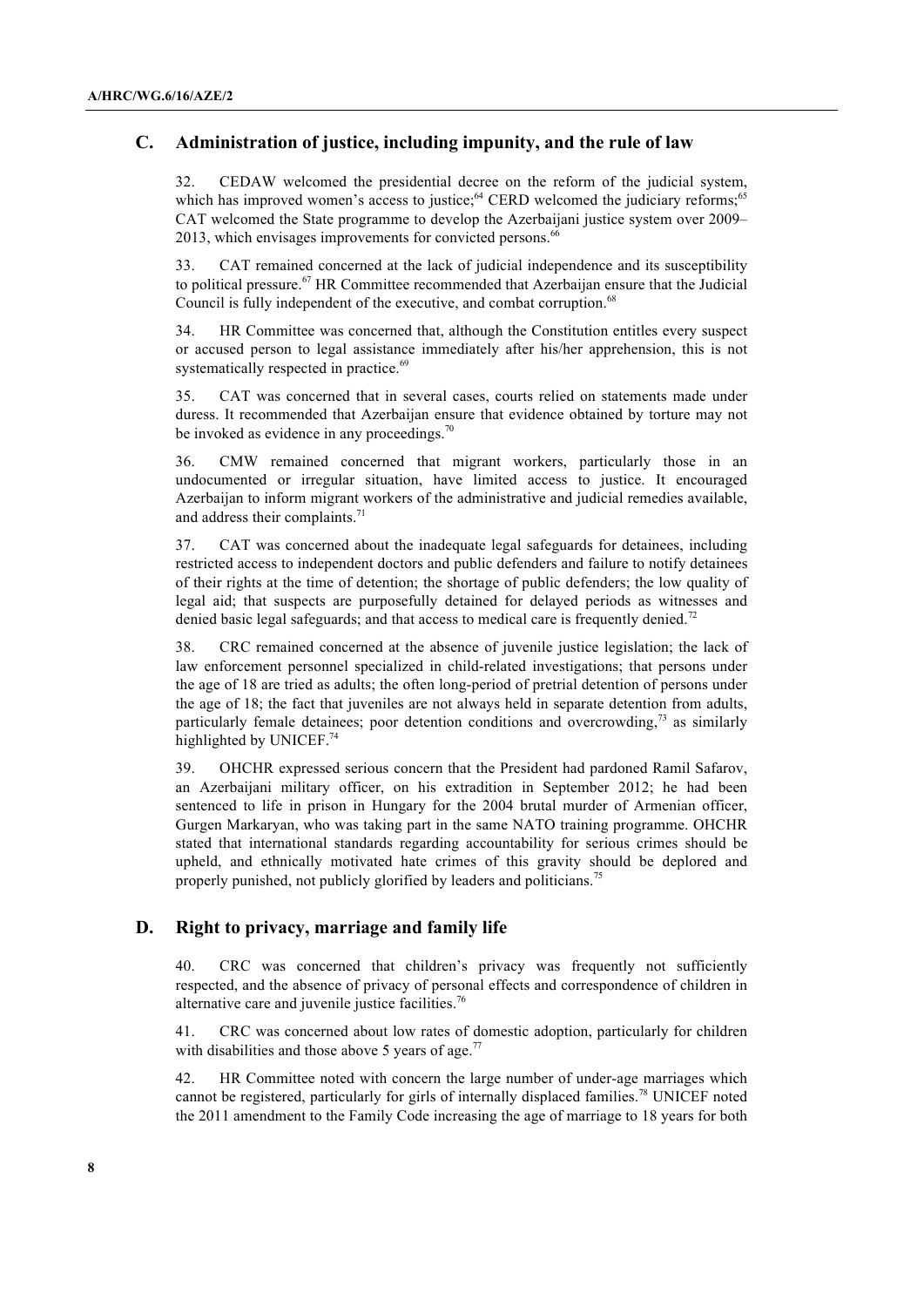## C. Administration of justice, including impunity, and the rule of law

32. CEDAW welcomed the presidential decree on the reform of the judicial system, which has improved women's access to justice;[64] CERD welcomed the judiciary reforms;[65] CAT welcomed the State programme to develop the Azerbaijani justice system over 2009–2013, which envisages improvements for convicted persons.[66]

33. CAT remained concerned at the lack of judicial independence and its susceptibility to political pressure.[67] HR Committee recommended that Azerbaijan ensure that the Judicial Council is fully independent of the executive, and combat corruption.[68]

34. HR Committee was concerned that, although the Constitution entitles every suspect or accused person to legal assistance immediately after his/her apprehension, this is not systematically respected in practice.[69]

35. CAT was concerned that in several cases, courts relied on statements made under duress. It recommended that Azerbaijan ensure that evidence obtained by torture may not be invoked as evidence in any proceedings.[70]

36. CMW remained concerned that migrant workers, particularly those in an undocumented or irregular situation, have limited access to justice. It encouraged Azerbaijan to inform migrant workers of the administrative and judicial remedies available, and address their complaints.[71]

37. CAT was concerned about the inadequate legal safeguards for detainees, including restricted access to independent doctors and public defenders and failure to notify detainees of their rights at the time of detention; the shortage of public defenders; the low quality of legal aid; that suspects are purposefully detained for delayed periods as witnesses and denied basic legal safeguards; and that access to medical care is frequently denied.[72]

38. CRC remained concerned at the absence of juvenile justice legislation; the lack of law enforcement personnel specialized in child-related investigations; that persons under the age of 18 are tried as adults; the often long-period of pretrial detention of persons under the age of 18; the fact that juveniles are not always held in separate detention from adults, particularly female detainees; poor detention conditions and overcrowding,[73] as similarly highlighted by UNICEF.[74]

39. OHCHR expressed serious concern that the President had pardoned Ramil Safarov, an Azerbaijani military officer, on his extradition in September 2012; he had been sentenced to life in prison in Hungary for the 2004 brutal murder of Armenian officer, Gurgen Markaryan, who was taking part in the same NATO training programme. OHCHR stated that international standards regarding accountability for serious crimes should be upheld, and ethnically motivated hate crimes of this gravity should be deplored and properly punished, not publicly glorified by leaders and politicians.[75]

## D. Right to privacy, marriage and family life

40. CRC was concerned that children's privacy was frequently not sufficiently respected, and the absence of privacy of personal effects and correspondence of children in alternative care and juvenile justice facilities.[76]

41. CRC was concerned about low rates of domestic adoption, particularly for children with disabilities and those above 5 years of age.[77]

42. HR Committee noted with concern the large number of under-age marriages which cannot be registered, particularly for girls of internally displaced families.[78] UNICEF noted the 2011 amendment to the Family Code increasing the age of marriage to 18 years for both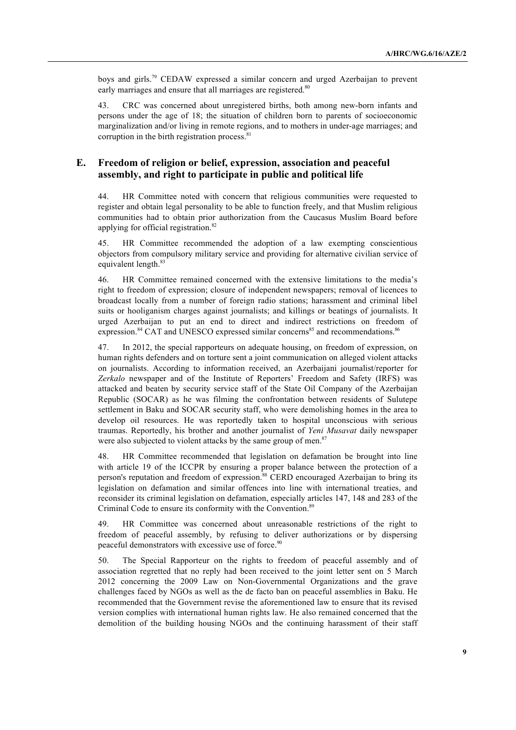boys and girls.[79] CEDAW expressed a similar concern and urged Azerbaijan to prevent early marriages and ensure that all marriages are registered.[80]

43. CRC was concerned about unregistered births, both among new-born infants and persons under the age of 18; the situation of children born to parents of socioeconomic marginalization and/or living in remote regions, and to mothers in under-age marriages; and corruption in the birth registration process.[81]

## E. Freedom of religion or belief, expression, association and peaceful assembly, and right to participate in public and political life

44. HR Committee noted with concern that religious communities were requested to register and obtain legal personality to be able to function freely, and that Muslim religious communities had to obtain prior authorization from the Caucasus Muslim Board before applying for official registration.[82]

45. HR Committee recommended the adoption of a law exempting conscientious objectors from compulsory military service and providing for alternative civilian service of equivalent length.[83]

46. HR Committee remained concerned with the extensive limitations to the media's right to freedom of expression; closure of independent newspapers; removal of licences to broadcast locally from a number of foreign radio stations; harassment and criminal libel suits or hooliganism charges against journalists; and killings or beatings of journalists. It urged Azerbaijan to put an end to direct and indirect restrictions on freedom of expression.[84] CAT and UNESCO expressed similar concerns[85] and recommendations.[86]

47. In 2012, the special rapporteurs on adequate housing, on freedom of expression, on human rights defenders and on torture sent a joint communication on alleged violent attacks on journalists. According to information received, an Azerbaijani journalist/reporter for *Zerkalo* newspaper and of the Institute of Reporters' Freedom and Safety (IRFS) was attacked and beaten by security service staff of the State Oil Company of the Azerbaijan Republic (SOCAR) as he was filming the confrontation between residents of Sulutepe settlement in Baku and SOCAR security staff, who were demolishing homes in the area to develop oil resources. He was reportedly taken to hospital unconscious with serious traumas. Reportedly, his brother and another journalist of *Yeni Musavat* daily newspaper were also subjected to violent attacks by the same group of men.[87]

48. HR Committee recommended that legislation on defamation be brought into line with article 19 of the ICCPR by ensuring a proper balance between the protection of a person's reputation and freedom of expression.[88] CERD encouraged Azerbaijan to bring its legislation on defamation and similar offences into line with international treaties, and reconsider its criminal legislation on defamation, especially articles 147, 148 and 283 of the Criminal Code to ensure its conformity with the Convention.[89]

49. HR Committee was concerned about unreasonable restrictions of the right to freedom of peaceful assembly, by refusing to deliver authorizations or by dispersing peaceful demonstrators with excessive use of force.[90]

50. The Special Rapporteur on the rights to freedom of peaceful assembly and of association regretted that no reply had been received to the joint letter sent on 5 March 2012 concerning the 2009 Law on Non-Governmental Organizations and the grave challenges faced by NGOs as well as the de facto ban on peaceful assemblies in Baku. He recommended that the Government revise the aforementioned law to ensure that its revised version complies with international human rights law. He also remained concerned that the demolition of the building housing NGOs and the continuing harassment of their staff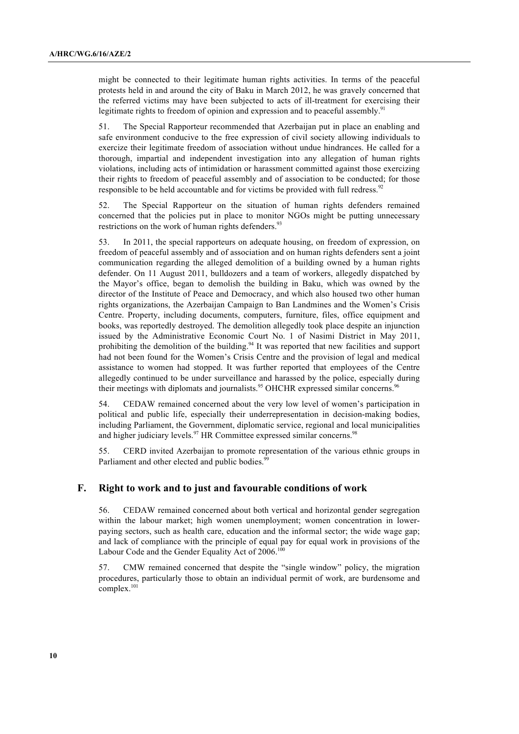might be connected to their legitimate human rights activities. In terms of the peaceful protests held in and around the city of Baku in March 2012, he was gravely concerned that the referred victims may have been subjected to acts of ill-treatment for exercising their legitimate rights to freedom of opinion and expression and to peaceful assembly.[91]

51. The Special Rapporteur recommended that Azerbaijan put in place an enabling and safe environment conducive to the free expression of civil society allowing individuals to exercize their legitimate freedom of association without undue hindrances. He called for a thorough, impartial and independent investigation into any allegation of human rights violations, including acts of intimidation or harassment committed against those exercizing their rights to freedom of peaceful assembly and of association to be conducted; for those responsible to be held accountable and for victims be provided with full redress.[92]

52. The Special Rapporteur on the situation of human rights defenders remained concerned that the policies put in place to monitor NGOs might be putting unnecessary restrictions on the work of human rights defenders.[93]

53. In 2011, the special rapporteurs on adequate housing, on freedom of expression, on freedom of peaceful assembly and of association and on human rights defenders sent a joint communication regarding the alleged demolition of a building owned by a human rights defender. On 11 August 2011, bulldozers and a team of workers, allegedly dispatched by the Mayor's office, began to demolish the building in Baku, which was owned by the director of the Institute of Peace and Democracy, and which also housed two other human rights organizations, the Azerbaijan Campaign to Ban Landmines and the Women's Crisis Centre. Property, including documents, computers, furniture, files, office equipment and books, was reportedly destroyed. The demolition allegedly took place despite an injunction issued by the Administrative Economic Court No. 1 of Nasimi District in May 2011, prohibiting the demolition of the building.[94] It was reported that new facilities and support had not been found for the Women's Crisis Centre and the provision of legal and medical assistance to women had stopped. It was further reported that employees of the Centre allegedly continued to be under surveillance and harassed by the police, especially during their meetings with diplomats and journalists.[95] OHCHR expressed similar concerns.[96]

54. CEDAW remained concerned about the very low level of women's participation in political and public life, especially their underrepresentation in decision-making bodies, including Parliament, the Government, diplomatic service, regional and local municipalities and higher judiciary levels.[97] HR Committee expressed similar concerns.[98]

55. CERD invited Azerbaijan to promote representation of the various ethnic groups in Parliament and other elected and public bodies.[99]

## F. Right to work and to just and favourable conditions of work

56. CEDAW remained concerned about both vertical and horizontal gender segregation within the labour market; high women unemployment; women concentration in lower-paying sectors, such as health care, education and the informal sector; the wide wage gap; and lack of compliance with the principle of equal pay for equal work in provisions of the Labour Code and the Gender Equality Act of 2006.[100]

57. CMW remained concerned that despite the "single window" policy, the migration procedures, particularly those to obtain an individual permit of work, are burdensome and complex.[101]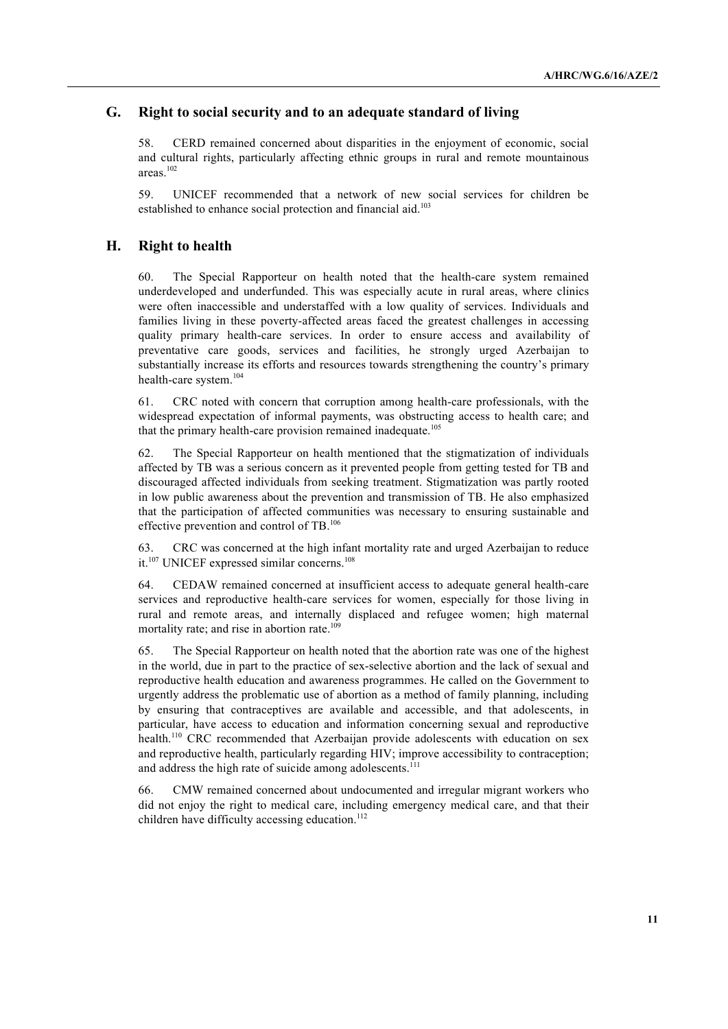## G. Right to social security and to an adequate standard of living

58. CERD remained concerned about disparities in the enjoyment of economic, social and cultural rights, particularly affecting ethnic groups in rural and remote mountainous areas.[102]

59. UNICEF recommended that a network of new social services for children be established to enhance social protection and financial aid.[103]

## H. Right to health

60. The Special Rapporteur on health noted that the health-care system remained underdeveloped and underfunded. This was especially acute in rural areas, where clinics were often inaccessible and understaffed with a low quality of services. Individuals and families living in these poverty-affected areas faced the greatest challenges in accessing quality primary health-care services. In order to ensure access and availability of preventative care goods, services and facilities, he strongly urged Azerbaijan to substantially increase its efforts and resources towards strengthening the country's primary health-care system.[104]

61. CRC noted with concern that corruption among health-care professionals, with the widespread expectation of informal payments, was obstructing access to health care; and that the primary health-care provision remained inadequate.[105]

62. The Special Rapporteur on health mentioned that the stigmatization of individuals affected by TB was a serious concern as it prevented people from getting tested for TB and discouraged affected individuals from seeking treatment. Stigmatization was partly rooted in low public awareness about the prevention and transmission of TB. He also emphasized that the participation of affected communities was necessary to ensuring sustainable and effective prevention and control of TB.[106]

63. CRC was concerned at the high infant mortality rate and urged Azerbaijan to reduce it.[107] UNICEF expressed similar concerns.[108]

64. CEDAW remained concerned at insufficient access to adequate general health-care services and reproductive health-care services for women, especially for those living in rural and remote areas, and internally displaced and refugee women; high maternal mortality rate; and rise in abortion rate.[109]

65. The Special Rapporteur on health noted that the abortion rate was one of the highest in the world, due in part to the practice of sex-selective abortion and the lack of sexual and reproductive health education and awareness programmes. He called on the Government to urgently address the problematic use of abortion as a method of family planning, including by ensuring that contraceptives are available and accessible, and that adolescents, in particular, have access to education and information concerning sexual and reproductive health.[110] CRC recommended that Azerbaijan provide adolescents with education on sex and reproductive health, particularly regarding HIV; improve accessibility to contraception; and address the high rate of suicide among adolescents.[111]

66. CMW remained concerned about undocumented and irregular migrant workers who did not enjoy the right to medical care, including emergency medical care, and that their children have difficulty accessing education.[112]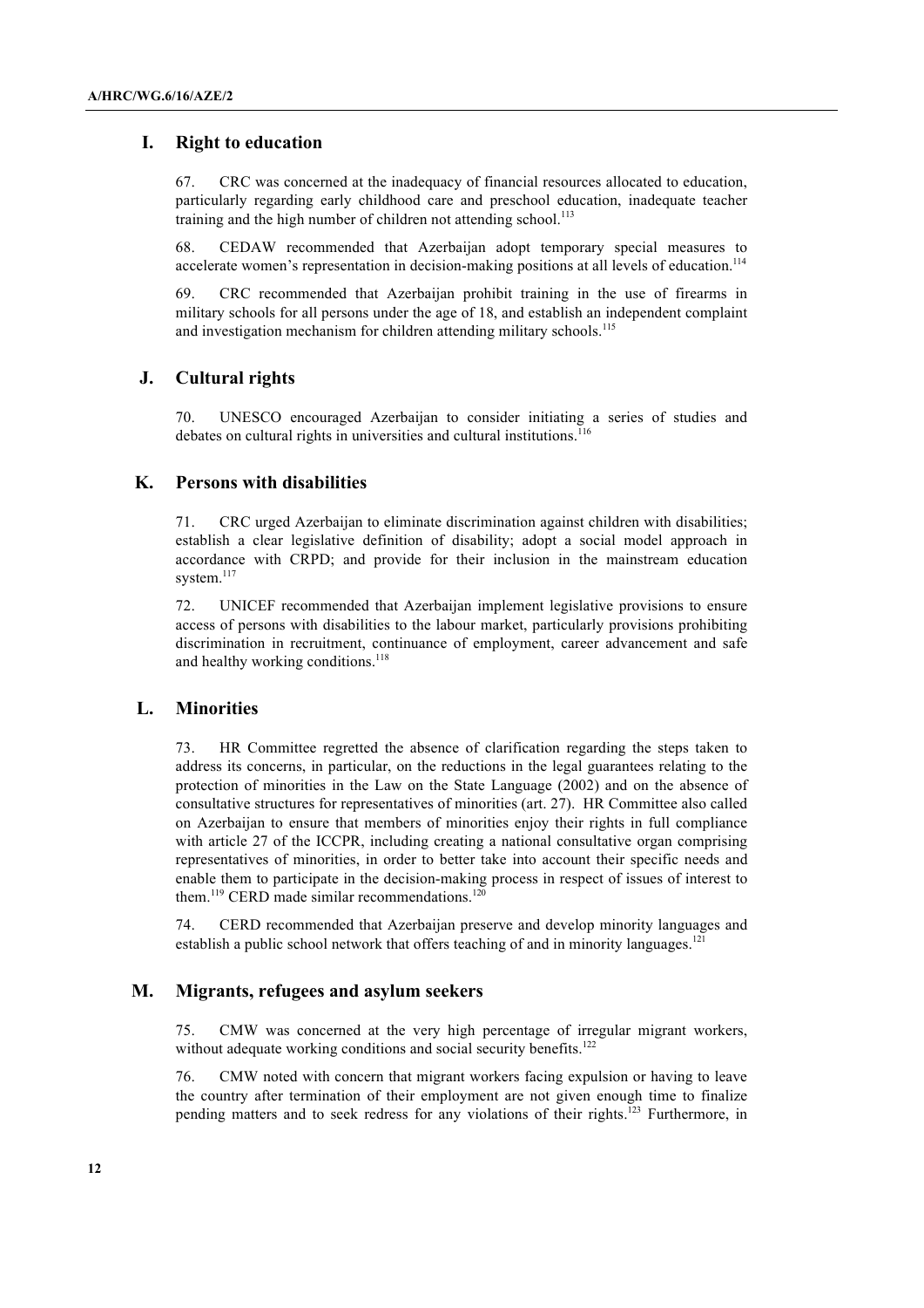## I. Right to education

67. CRC was concerned at the inadequacy of financial resources allocated to education, particularly regarding early childhood care and preschool education, inadequate teacher training and the high number of children not attending school.[113]

68. CEDAW recommended that Azerbaijan adopt temporary special measures to accelerate women's representation in decision-making positions at all levels of education.[114]

69. CRC recommended that Azerbaijan prohibit training in the use of firearms in military schools for all persons under the age of 18, and establish an independent complaint and investigation mechanism for children attending military schools.[115]

## J. Cultural rights

70. UNESCO encouraged Azerbaijan to consider initiating a series of studies and debates on cultural rights in universities and cultural institutions.[116]

## K. Persons with disabilities

71. CRC urged Azerbaijan to eliminate discrimination against children with disabilities; establish a clear legislative definition of disability; adopt a social model approach in accordance with CRPD; and provide for their inclusion in the mainstream education system.[117]

72. UNICEF recommended that Azerbaijan implement legislative provisions to ensure access of persons with disabilities to the labour market, particularly provisions prohibiting discrimination in recruitment, continuance of employment, career advancement and safe and healthy working conditions.[118]

## L. Minorities

73. HR Committee regretted the absence of clarification regarding the steps taken to address its concerns, in particular, on the reductions in the legal guarantees relating to the protection of minorities in the Law on the State Language (2002) and on the absence of consultative structures for representatives of minorities (art. 27). HR Committee also called on Azerbaijan to ensure that members of minorities enjoy their rights in full compliance with article 27 of the ICCPR, including creating a national consultative organ comprising representatives of minorities, in order to better take into account their specific needs and enable them to participate in the decision-making process in respect of issues of interest to them.[119] CERD made similar recommendations.[120]

74. CERD recommended that Azerbaijan preserve and develop minority languages and establish a public school network that offers teaching of and in minority languages.[121]

## M. Migrants, refugees and asylum seekers

75. CMW was concerned at the very high percentage of irregular migrant workers, without adequate working conditions and social security benefits.[122]

76. CMW noted with concern that migrant workers facing expulsion or having to leave the country after termination of their employment are not given enough time to finalize pending matters and to seek redress for any violations of their rights.[123] Furthermore, in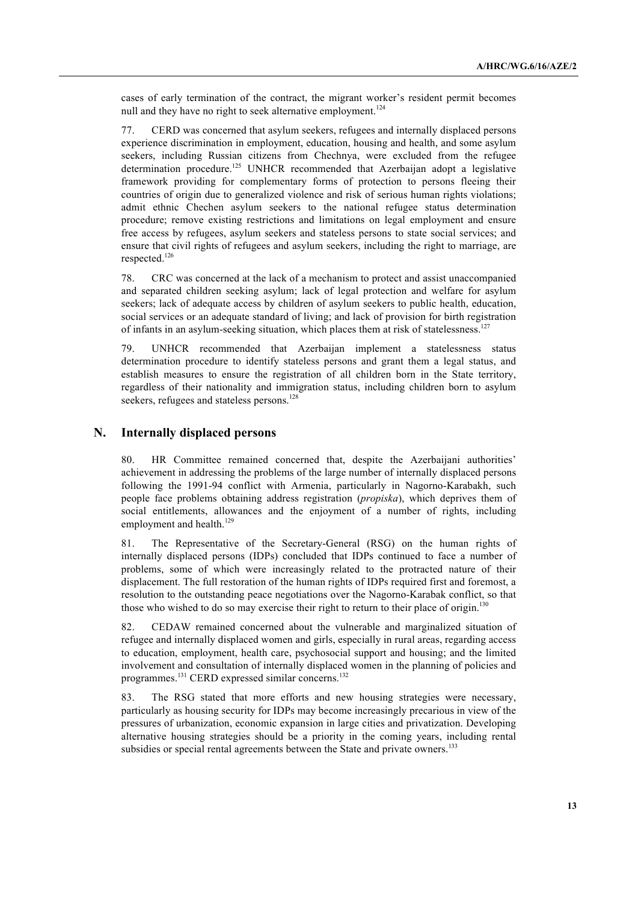cases of early termination of the contract, the migrant worker's resident permit becomes null and they have no right to seek alternative employment.[124]

77. CERD was concerned that asylum seekers, refugees and internally displaced persons experience discrimination in employment, education, housing and health, and some asylum seekers, including Russian citizens from Chechnya, were excluded from the refugee determination procedure.[125] UNHCR recommended that Azerbaijan adopt a legislative framework providing for complementary forms of protection to persons fleeing their countries of origin due to generalized violence and risk of serious human rights violations; admit ethnic Chechen asylum seekers to the national refugee status determination procedure; remove existing restrictions and limitations on legal employment and ensure free access by refugees, asylum seekers and stateless persons to state social services; and ensure that civil rights of refugees and asylum seekers, including the right to marriage, are respected.[126]

78. CRC was concerned at the lack of a mechanism to protect and assist unaccompanied and separated children seeking asylum; lack of legal protection and welfare for asylum seekers; lack of adequate access by children of asylum seekers to public health, education, social services or an adequate standard of living; and lack of provision for birth registration of infants in an asylum-seeking situation, which places them at risk of statelessness.[127]

79. UNHCR recommended that Azerbaijan implement a statelessness status determination procedure to identify stateless persons and grant them a legal status, and establish measures to ensure the registration of all children born in the State territory, regardless of their nationality and immigration status, including children born to asylum seekers, refugees and stateless persons.[128]

## N. Internally displaced persons

80. HR Committee remained concerned that, despite the Azerbaijani authorities' achievement in addressing the problems of the large number of internally displaced persons following the 1991-94 conflict with Armenia, particularly in Nagorno-Karabakh, such people face problems obtaining address registration (*propiska*), which deprives them of social entitlements, allowances and the enjoyment of a number of rights, including employment and health.[129]

81. The Representative of the Secretary-General (RSG) on the human rights of internally displaced persons (IDPs) concluded that IDPs continued to face a number of problems, some of which were increasingly related to the protracted nature of their displacement. The full restoration of the human rights of IDPs required first and foremost, a resolution to the outstanding peace negotiations over the Nagorno-Karabak conflict, so that those who wished to do so may exercise their right to return to their place of origin.[130]

82. CEDAW remained concerned about the vulnerable and marginalized situation of refugee and internally displaced women and girls, especially in rural areas, regarding access to education, employment, health care, psychosocial support and housing; and the limited involvement and consultation of internally displaced women in the planning of policies and programmes.[131] CERD expressed similar concerns.[132]

83. The RSG stated that more efforts and new housing strategies were necessary, particularly as housing security for IDPs may become increasingly precarious in view of the pressures of urbanization, economic expansion in large cities and privatization. Developing alternative housing strategies should be a priority in the coming years, including rental subsidies or special rental agreements between the State and private owners.[133]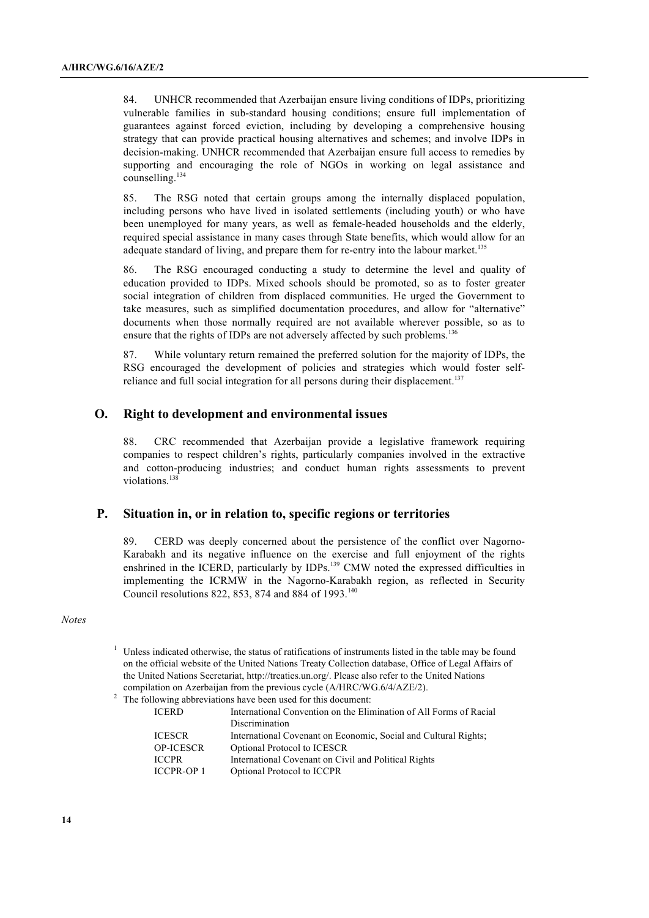84. UNHCR recommended that Azerbaijan ensure living conditions of IDPs, prioritizing vulnerable families in sub-standard housing conditions; ensure full implementation of guarantees against forced eviction, including by developing a comprehensive housing strategy that can provide practical housing alternatives and schemes; and involve IDPs in decision-making. UNHCR recommended that Azerbaijan ensure full access to remedies by supporting and encouraging the role of NGOs in working on legal assistance and counselling.[134]

85. The RSG noted that certain groups among the internally displaced population, including persons who have lived in isolated settlements (including youth) or who have been unemployed for many years, as well as female-headed households and the elderly, required special assistance in many cases through State benefits, which would allow for an adequate standard of living, and prepare them for re-entry into the labour market.[135]

86. The RSG encouraged conducting a study to determine the level and quality of education provided to IDPs. Mixed schools should be promoted, so as to foster greater social integration of children from displaced communities. He urged the Government to take measures, such as simplified documentation procedures, and allow for "alternative" documents when those normally required are not available wherever possible, so as to ensure that the rights of IDPs are not adversely affected by such problems.[136]

87. While voluntary return remained the preferred solution for the majority of IDPs, the RSG encouraged the development of policies and strategies which would foster self-reliance and full social integration for all persons during their displacement.[137]

## O. Right to development and environmental issues

88. CRC recommended that Azerbaijan provide a legislative framework requiring companies to respect children's rights, particularly companies involved in the extractive and cotton-producing industries; and conduct human rights assessments to prevent violations.[138]

## P. Situation in, or in relation to, specific regions or territories

89. CERD was deeply concerned about the persistence of the conflict over Nagorno-Karabakh and its negative influence on the exercise and full enjoyment of the rights enshrined in the ICERD, particularly by IDPs.[139] CMW noted the expressed difficulties in implementing the ICRMW in the Nagorno-Karabakh region, as reflected in Security Council resolutions 822, 853, 874 and 884 of 1993.[140]

*Notes*

[1] Unless indicated otherwise, the status of ratifications of instruments listed in the table may be found on the official website of the United Nations Treaty Collection database, Office of Legal Affairs of the United Nations Secretariat, http://treaties.un.org/. Please also refer to the United Nations compilation on Azerbaijan from the previous cycle (A/HRC/WG.6/4/AZE/2).

[2] The following abbreviations have been used for this document:

| | |
|---|---|
| ICERD | International Convention on the Elimination of All Forms of Racial Discrimination |
| ICESCR | International Covenant on Economic, Social and Cultural Rights; |
| OP-ICESCR | Optional Protocol to ICESCR |
| ICCPR | International Covenant on Civil and Political Rights |
| ICCPR-OP 1 | Optional Protocol to ICCPR |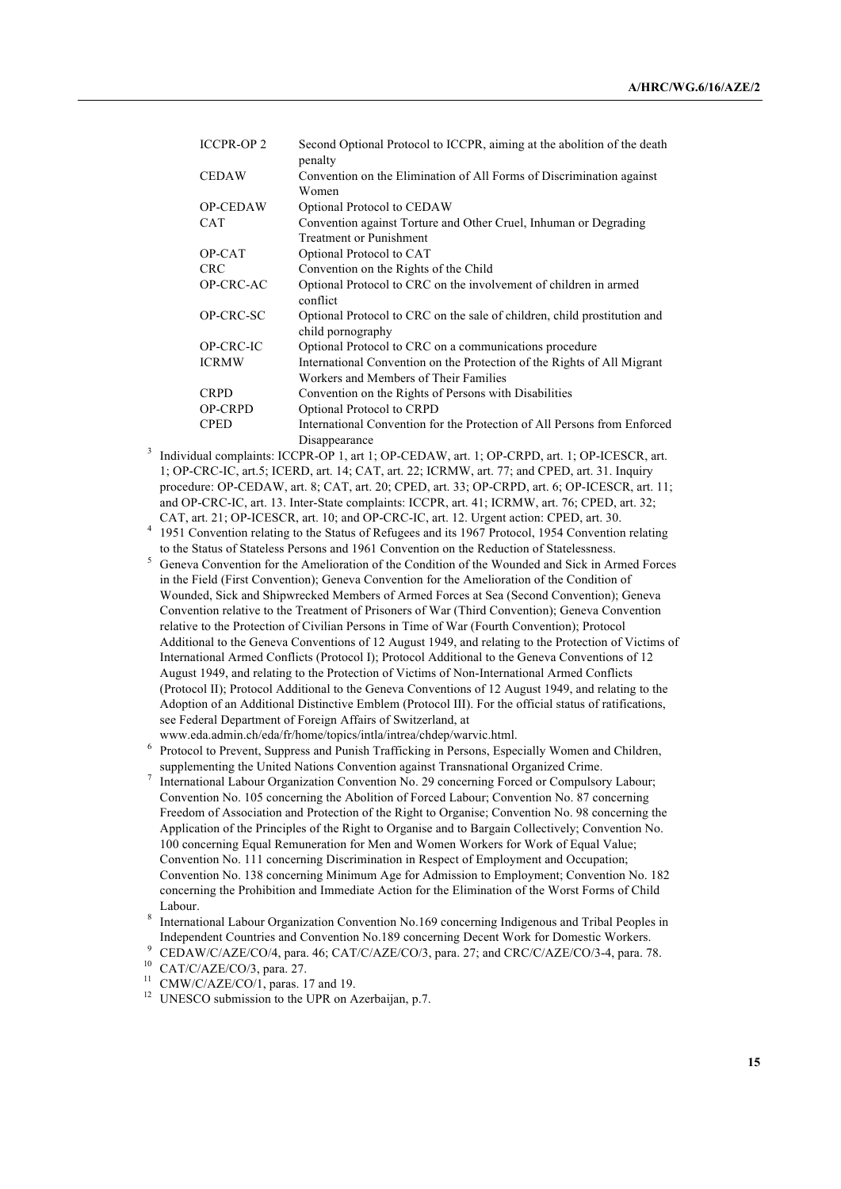| | |
|---|---|
| ICCPR-OP 2 | Second Optional Protocol to ICCPR, aiming at the abolition of the death penalty |
| CEDAW | Convention on the Elimination of All Forms of Discrimination against Women |
| OP-CEDAW | Optional Protocol to CEDAW |
| CAT | Convention against Torture and Other Cruel, Inhuman or Degrading Treatment or Punishment |
| OP-CAT | Optional Protocol to CAT |
| CRC | Convention on the Rights of the Child |
| OP-CRC-AC | Optional Protocol to CRC on the involvement of children in armed conflict |
| OP-CRC-SC | Optional Protocol to CRC on the sale of children, child prostitution and child pornography |
| OP-CRC-IC | Optional Protocol to CRC on a communications procedure |
| ICRMW | International Convention on the Protection of the Rights of All Migrant Workers and Members of Their Families |
| CRPD | Convention on the Rights of Persons with Disabilities |
| OP-CRPD | Optional Protocol to CRPD |
| CPED | International Convention for the Protection of All Persons from Enforced Disappearance |

[3] Individual complaints: ICCPR-OP 1, art 1; OP-CEDAW, art. 1; OP-CRPD, art. 1; OP-ICESCR, art. 1; OP-CRC-IC, art.5; ICERD, art. 14; CAT, art. 22; ICRMW, art. 77; and CPED, art. 31. Inquiry procedure: OP-CEDAW, art. 8; CAT, art. 20; CPED, art. 33; OP-CRPD, art. 6; OP-ICESCR, art. 11; and OP-CRC-IC, art. 13. Inter-State complaints: ICCPR, art. 41; ICRMW, art. 76; CPED, art. 32; CAT, art. 21; OP-ICESCR, art. 10; and OP-CRC-IC, art. 12. Urgent action: CPED, art. 30.

[4] 1951 Convention relating to the Status of Refugees and its 1967 Protocol, 1954 Convention relating to the Status of Stateless Persons and 1961 Convention on the Reduction of Statelessness.

[5] Geneva Convention for the Amelioration of the Condition of the Wounded and Sick in Armed Forces in the Field (First Convention); Geneva Convention for the Amelioration of the Condition of Wounded, Sick and Shipwrecked Members of Armed Forces at Sea (Second Convention); Geneva Convention relative to the Treatment of Prisoners of War (Third Convention); Geneva Convention relative to the Protection of Civilian Persons in Time of War (Fourth Convention); Protocol Additional to the Geneva Conventions of 12 August 1949, and relating to the Protection of Victims of International Armed Conflicts (Protocol I); Protocol Additional to the Geneva Conventions of 12 August 1949, and relating to the Protection of Victims of Non-International Armed Conflicts (Protocol II); Protocol Additional to the Geneva Conventions of 12 August 1949, and relating to the Adoption of an Additional Distinctive Emblem (Protocol III). For the official status of ratifications, see Federal Department of Foreign Affairs of Switzerland, at www.eda.admin.ch/eda/fr/home/topics/intla/intrea/chdep/warvic.html.

[6] Protocol to Prevent, Suppress and Punish Trafficking in Persons, Especially Women and Children, supplementing the United Nations Convention against Transnational Organized Crime.

[7] International Labour Organization Convention No. 29 concerning Forced or Compulsory Labour; Convention No. 105 concerning the Abolition of Forced Labour; Convention No. 87 concerning Freedom of Association and Protection of the Right to Organise; Convention No. 98 concerning the Application of the Principles of the Right to Organise and to Bargain Collectively; Convention No. 100 concerning Equal Remuneration for Men and Women Workers for Work of Equal Value; Convention No. 111 concerning Discrimination in Respect of Employment and Occupation; Convention No. 138 concerning Minimum Age for Admission to Employment; Convention No. 182 concerning the Prohibition and Immediate Action for the Elimination of the Worst Forms of Child Labour.

[8] International Labour Organization Convention No.169 concerning Indigenous and Tribal Peoples in Independent Countries and Convention No.189 concerning Decent Work for Domestic Workers.

[9] CEDAW/C/AZE/CO/4, para. 46; CAT/C/AZE/CO/3, para. 27; and CRC/C/AZE/CO/3-4, para. 78.

[10] CAT/C/AZE/CO/3, para. 27.

[11] CMW/C/AZE/CO/1, paras. 17 and 19.

[12] UNESCO submission to the UPR on Azerbaijan, p.7.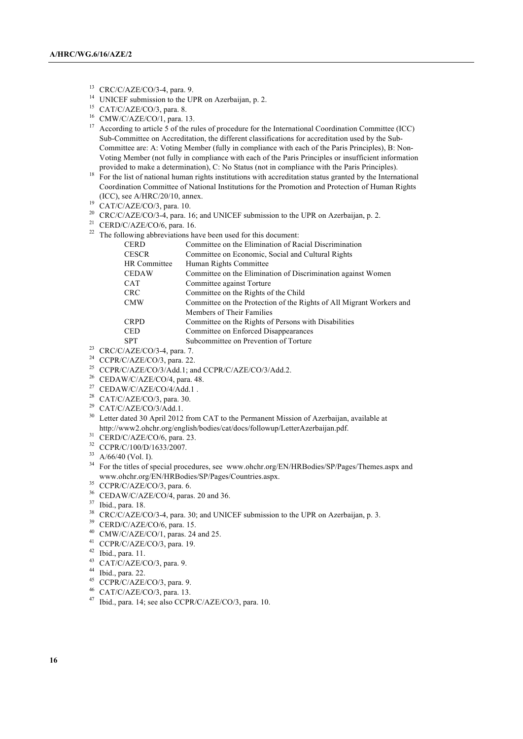[13] CRC/C/AZE/CO/3-4, para. 9.

[14] UNICEF submission to the UPR on Azerbaijan, p. 2.

[15] CAT/C/AZE/CO/3, para. 8.

[16] CMW/C/AZE/CO/1, para. 13.

[17] According to article 5 of the rules of procedure for the International Coordination Committee (ICC) Sub-Committee on Accreditation, the different classifications for accreditation used by the Sub-Committee are: A: Voting Member (fully in compliance with each of the Paris Principles), B: Non-Voting Member (not fully in compliance with each of the Paris Principles or insufficient information provided to make a determination), C: No Status (not in compliance with the Paris Principles).

[18] For the list of national human rights institutions with accreditation status granted by the International Coordination Committee of National Institutions for the Promotion and Protection of Human Rights (ICC), see A/HRC/20/10, annex.

[19] CAT/C/AZE/CO/3, para. 10.

[20] CRC/C/AZE/CO/3-4, para. 16; and UNICEF submission to the UPR on Azerbaijan, p. 2.

[21] CERD/C/AZE/CO/6, para. 16.

[22] The following abbreviations have been used for this document:

| | |
|---|---|
| CERD | Committee on the Elimination of Racial Discrimination |
| CESCR | Committee on Economic, Social and Cultural Rights |
| HR Committee | Human Rights Committee |
| CEDAW | Committee on the Elimination of Discrimination against Women |
| CAT | Committee against Torture |
| CRC | Committee on the Rights of the Child |
| CMW | Committee on the Protection of the Rights of All Migrant Workers and Members of Their Families |
| CRPD | Committee on the Rights of Persons with Disabilities |
| CED | Committee on Enforced Disappearances |
| SPT | Subcommittee on Prevention of Torture |

[23] CRC/C/AZE/CO/3-4, para. 7.

[24] CCPR/C/AZE/CO/3, para. 22.

[25] CCPR/C/AZE/CO/3/Add.1; and CCPR/C/AZE/CO/3/Add.2.

[26] CEDAW/C/AZE/CO/4, para. 48.

[27] CEDAW/C/AZE/CO/4/Add.1 .

[28] CAT/C/AZE/CO/3, para. 30.

[29] CAT/C/AZE/CO/3/Add.1.

[30] Letter dated 30 April 2012 from CAT to the Permanent Mission of Azerbaijan, available at http://www2.ohchr.org/english/bodies/cat/docs/followup/LetterAzerbaijan.pdf.

[31] CERD/C/AZE/CO/6, para. 23.

[32] CCPR/C/100/D/1633/2007.

[33] A/66/40 (Vol. I).

[34] For the titles of special procedures, see www.ohchr.org/EN/HRBodies/SP/Pages/Themes.aspx and www.ohchr.org/EN/HRBodies/SP/Pages/Countries.aspx.

[35] CCPR/C/AZE/CO/3, para. 6.

[36] CEDAW/C/AZE/CO/4, paras. 20 and 36.

[37] Ibid., para. 18.

[38] CRC/C/AZE/CO/3-4, para. 30; and UNICEF submission to the UPR on Azerbaijan, p. 3.

[39] CERD/C/AZE/CO/6, para. 15.

[40] CMW/C/AZE/CO/1, paras. 24 and 25.

[41] CCPR/C/AZE/CO/3, para. 19.

[42] Ibid., para. 11.

[43] CAT/C/AZE/CO/3, para. 9.

[44] Ibid., para. 22.

[45] CCPR/C/AZE/CO/3, para. 9.

[46] CAT/C/AZE/CO/3, para. 13.

[47] Ibid., para. 14; see also CCPR/C/AZE/CO/3, para. 10.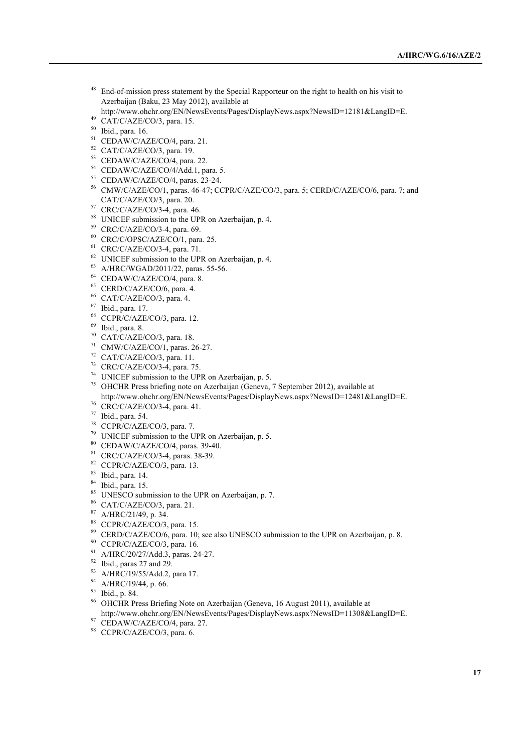[48] End-of-mission press statement by the Special Rapporteur on the right to health on his visit to Azerbaijan (Baku, 23 May 2012), available at http://www.ohchr.org/EN/NewsEvents/Pages/DisplayNews.aspx?NewsID=12181&LangID=E.
[49] CAT/C/AZE/CO/3, para. 15.
[50] Ibid., para. 16.
[51] CEDAW/C/AZE/CO/4, para. 21.
[52] CAT/C/AZE/CO/3, para. 19.
[53] CEDAW/C/AZE/CO/4, para. 22.
[54] CEDAW/C/AZE/CO/4/Add.1, para. 5.
[55] CEDAW/C/AZE/CO/4, paras. 23-24.
[56] CMW/C/AZE/CO/1, paras. 46-47; CCPR/C/AZE/CO/3, para. 5; CERD/C/AZE/CO/6, para. 7; and CAT/C/AZE/CO/3, para. 20.
[57] CRC/C/AZE/CO/3-4, para. 46.
[58] UNICEF submission to the UPR on Azerbaijan, p. 4.
[59] CRC/C/AZE/CO/3-4, para. 69.
[60] CRC/C/OPSC/AZE/CO/1, para. 25.
[61] CRC/C/AZE/CO/3-4, para. 71.
[62] UNICEF submission to the UPR on Azerbaijan, p. 4.
[63] A/HRC/WGAD/2011/22, paras. 55-56.
[64] CEDAW/C/AZE/CO/4, para. 8.
[65] CERD/C/AZE/CO/6, para. 4.
[66] CAT/C/AZE/CO/3, para. 4.
[67] Ibid., para. 17.
[68] CCPR/C/AZE/CO/3, para. 12.
[69] Ibid., para. 8.
[70] CAT/C/AZE/CO/3, para. 18.
[71] CMW/C/AZE/CO/1, paras. 26-27.
[72] CAT/C/AZE/CO/3, para. 11.
[73] CRC/C/AZE/CO/3-4, para. 75.
[74] UNICEF submission to the UPR on Azerbaijan, p. 5.
[75] OHCHR Press briefing note on Azerbaijan (Geneva, 7 September 2012), available at http://www.ohchr.org/EN/NewsEvents/Pages/DisplayNews.aspx?NewsID=12481&LangID=E.
[76] CRC/C/AZE/CO/3-4, para. 41.
[77] Ibid., para. 54.
[78] CCPR/C/AZE/CO/3, para. 7.
[79] UNICEF submission to the UPR on Azerbaijan, p. 5.
[80] CEDAW/C/AZE/CO/4, paras. 39-40.
[81] CRC/C/AZE/CO/3-4, paras. 38-39.
[82] CCPR/C/AZE/CO/3, para. 13.
[83] Ibid., para. 14.
[84] Ibid., para. 15.
[85] UNESCO submission to the UPR on Azerbaijan, p. 7.
[86] CAT/C/AZE/CO/3, para. 21.
[87] A/HRC/21/49, p. 34.
[88] CCPR/C/AZE/CO/3, para. 15.
[89] CERD/C/AZE/CO/6, para. 10; see also UNESCO submission to the UPR on Azerbaijan, p. 8.
[90] CCPR/C/AZE/CO/3, para. 16.
[91] A/HRC/20/27/Add.3, paras. 24-27.
[92] Ibid., paras 27 and 29.
[93] A/HRC/19/55/Add.2, para 17.
[94] A/HRC/19/44, p. 66.
[95] Ibid., p. 84.
[96] OHCHR Press Briefing Note on Azerbaijan (Geneva, 16 August 2011), available at http://www.ohchr.org/EN/NewsEvents/Pages/DisplayNews.aspx?NewsID=11308&LangID=E.
[97] CEDAW/C/AZE/CO/4, para. 27.
[98] CCPR/C/AZE/CO/3, para. 6.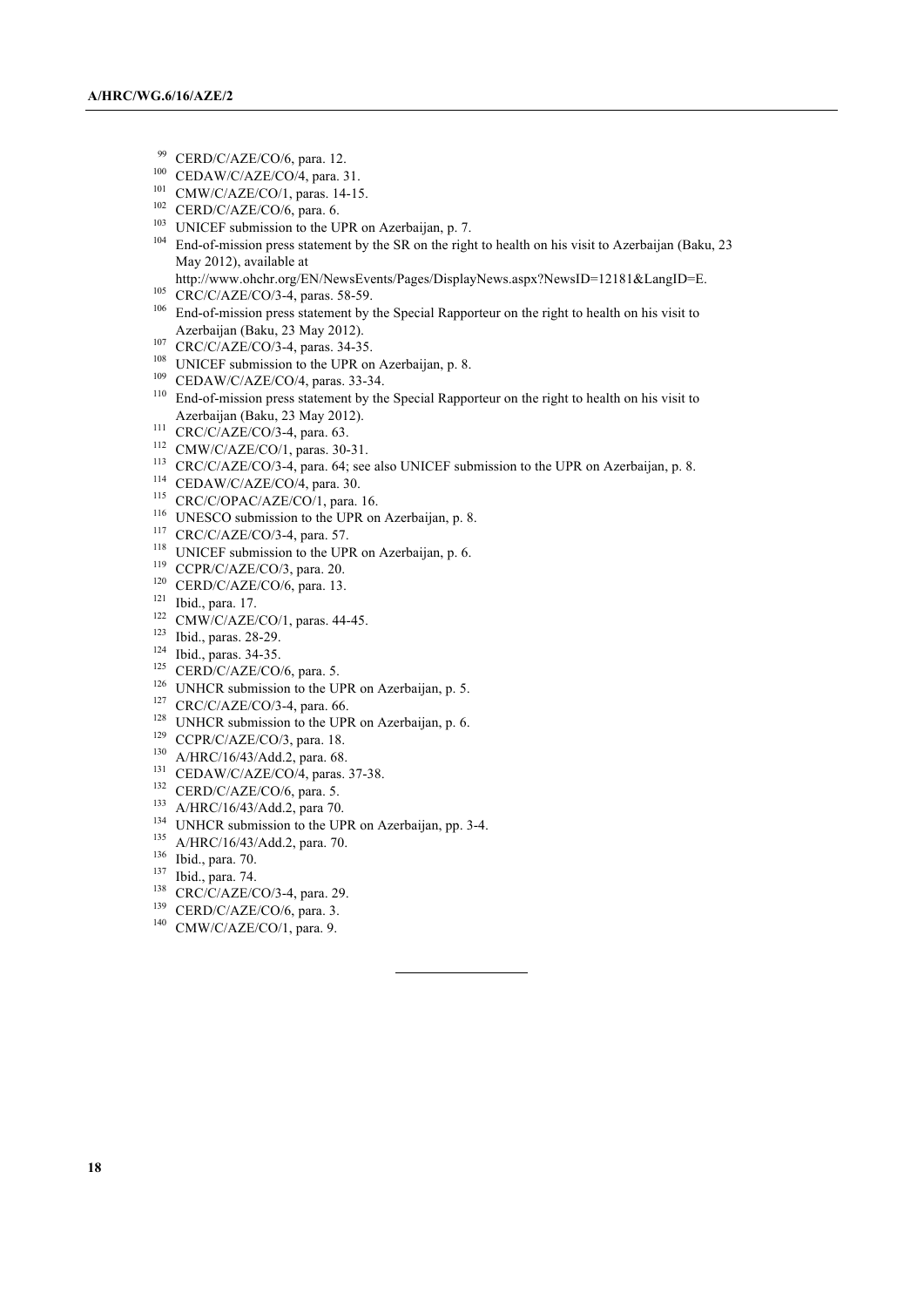[99] CERD/C/AZE/CO/6, para. 12.
[100] CEDAW/C/AZE/CO/4, para. 31.
[101] CMW/C/AZE/CO/1, paras. 14-15.
[102] CERD/C/AZE/CO/6, para. 6.
[103] UNICEF submission to the UPR on Azerbaijan, p. 7.
[104] End-of-mission press statement by the SR on the right to health on his visit to Azerbaijan (Baku, 23 May 2012), available at http://www.ohchr.org/EN/NewsEvents/Pages/DisplayNews.aspx?NewsID=12181&LangID=E.
[105] CRC/C/AZE/CO/3-4, paras. 58-59.
[106] End-of-mission press statement by the Special Rapporteur on the right to health on his visit to Azerbaijan (Baku, 23 May 2012).
[107] CRC/C/AZE/CO/3-4, paras. 34-35.
[108] UNICEF submission to the UPR on Azerbaijan, p. 8.
[109] CEDAW/C/AZE/CO/4, paras. 33-34.
[110] End-of-mission press statement by the Special Rapporteur on the right to health on his visit to Azerbaijan (Baku, 23 May 2012).
[111] CRC/C/AZE/CO/3-4, para. 63.
[112] CMW/C/AZE/CO/1, paras. 30-31.
[113] CRC/C/AZE/CO/3-4, para. 64; see also UNICEF submission to the UPR on Azerbaijan, p. 8.
[114] CEDAW/C/AZE/CO/4, para. 30.
[115] CRC/C/OPAC/AZE/CO/1, para. 16.
[116] UNESCO submission to the UPR on Azerbaijan, p. 8.
[117] CRC/C/AZE/CO/3-4, para. 57.
[118] UNICEF submission to the UPR on Azerbaijan, p. 6.
[119] CCPR/C/AZE/CO/3, para. 20.
[120] CERD/C/AZE/CO/6, para. 13.
[121] Ibid., para. 17.
[122] CMW/C/AZE/CO/1, paras. 44-45.
[123] Ibid., paras. 28-29.
[124] Ibid., paras. 34-35.
[125] CERD/C/AZE/CO/6, para. 5.
[126] UNHCR submission to the UPR on Azerbaijan, p. 5.
[127] CRC/C/AZE/CO/3-4, para. 66.
[128] UNHCR submission to the UPR on Azerbaijan, p. 6.
[129] CCPR/C/AZE/CO/3, para. 18.
[130] A/HRC/16/43/Add.2, para. 68.
[131] CEDAW/C/AZE/CO/4, paras. 37-38.
[132] CERD/C/AZE/CO/6, para. 5.
[133] A/HRC/16/43/Add.2, para 70.
[134] UNHCR submission to the UPR on Azerbaijan, pp. 3-4.
[135] A/HRC/16/43/Add.2, para. 70.
[136] Ibid., para. 70.
[137] Ibid., para. 74.
[138] CRC/C/AZE/CO/3-4, para. 29.
[139] CERD/C/AZE/CO/6, para. 3.
[140] CMW/C/AZE/CO/1, para. 9.